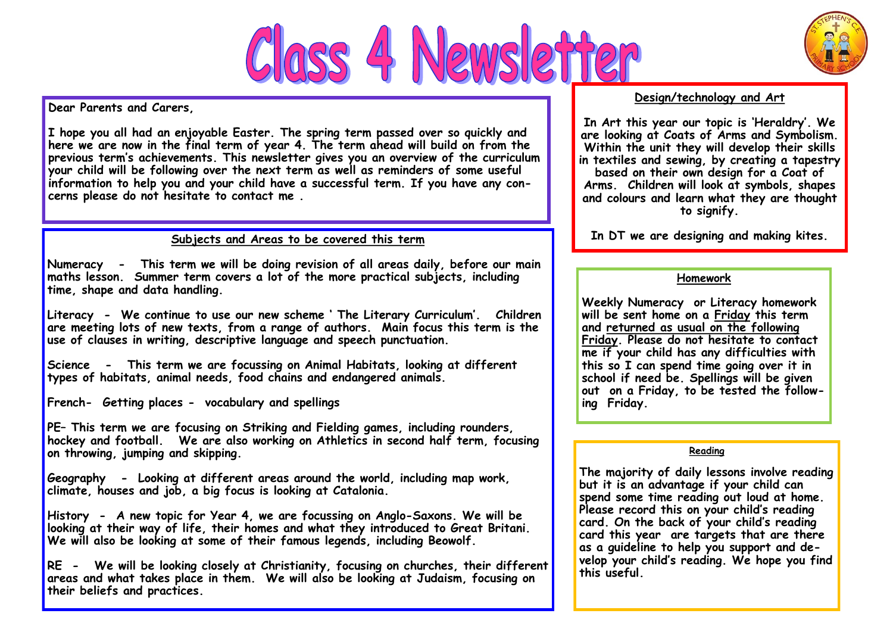# Class 4 Newsletter

Dear Parents and Carers,

I hope you all had an enjoyable Easter. The spring term passed over so quickly and here we are now in the final term of year 4. The term ahead will build on from the previous term's achievements. This newsletter gives you an overview of the curriculum your child will be following over the next term as well as reminders of some useful information to help you and your child have a successful term. If you have any concerns please do not hesitate to contact me .

## Subjects and Areas to be covered this term

**Numeracy** - This term we will be doing revision of all areas daily, before our main maths lesson. Summer term covers a lot of the more practical subjects, including time, shape and data handling.

**Literacy** - We continue to use our new scheme ' The Literary Curriculum'. Children are meeting lots of new texts, from a range of authors. Main focus this term is the use of clauses in writing, descriptive language and speech punctuation.

**Science** - This term we are focussing on Animal Habitats, looking at different types of habitats, animal needs, food chains and endangered animals.

**French**- Getting places - vocabulary and spellings

**PE**– This term we are focusing on Striking and Fielding games, including rounders, hockey and football. We are also working on Athletics in second half term, focusing on throwing, jumping and skipping.

**Geography** - Looking at different areas around the world, including map work, climate, houses and job, a big focus is looking at Catalonia.

**History** - A new topic for Year 4, we are focussing on Anglo-Saxons. We will be looking at their way of life, their homes and what they introduced to Great Britani. We will also be looking at some of their famous legends, including Beowolf.

**RE** - We will be looking closely at Christianity, focusing on churches, their different areas and what takes place in them. We will also be looking at Judaism, focusing on their beliefs and practices.

## Design/technology and Art

In Art this year our topic is 'Heraldry'. We are looking at Coats of Arms and Symbolism. Within the unit they will develop their skills in textiles and sewing, by creating a tapestry based on their own design for a Coat of Arms. Children will look at symbols, shapes and colours and learn what they are thought to signify.

In DT we are designing and making kites.

## Homework

Weekly Numeracy or Literacy homework will be sent home on a Friday this term and returned as usual on the following Friday. Please do not hesitate to contact me if your child has any difficulties with this so I can spend time going over it in school if need be. Spellings will be given out on a Friday, to be tested the following Friday.

## Reading

The majority of daily lessons involve reading but it is an advantage if your child can spend some time reading out loud at home. Please record this on your child's reading card. On the back of your child's reading card this year are targets that are there as a guideline to help you support and develop your child's reading. We hope you find this useful.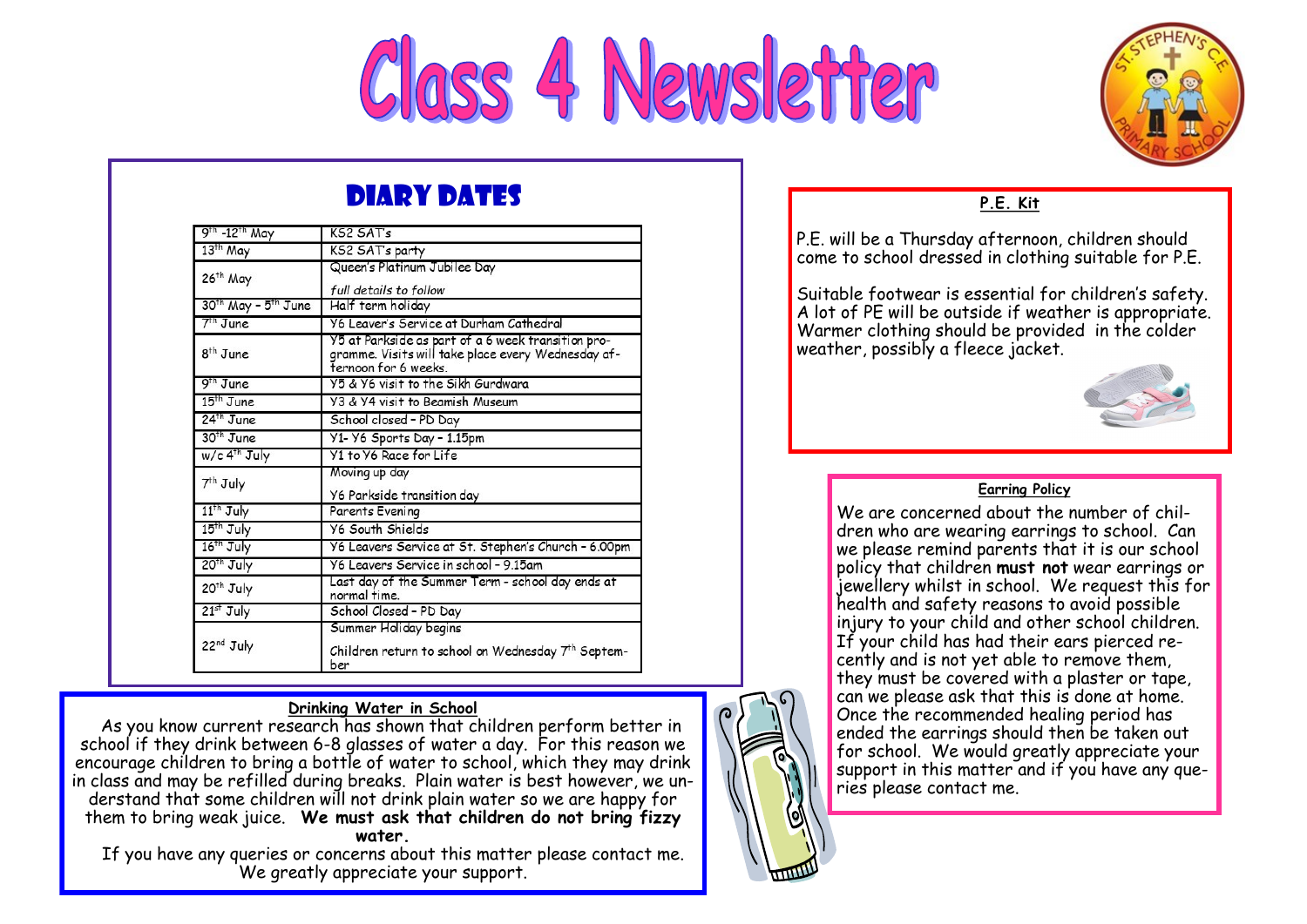# Class 4 Newsletter

## DIARY DATES

| | |
|---|---|
| 9th -12th May | KS2 SAT's |
| 13th May | KS2 SAT's party |
| 26th May | Queen's Platinum Jubilee Day *full details to follow* |
| 30th May – 5th June | Half term holiday |
| 7th June | Y6 Leaver's Service at Durham Cathedral |
| 8th June | Y5 at Parkside as part of a 6 week transition programme. Visits will take place every Wednesday afternoon for 6 weeks. |
| 9th June | Y5 & Y6 visit to the Sikh Gurdwara |
| 15th June | Y3 & Y4 visit to Beamish Museum |
| 24th June | School closed – PD Day |
| 30th June | Y1- Y6 Sports Day – 1.15pm |
| w/c 4th July | Y1 to Y6 Race for Life |
| 7th July | Moving up day Y6 Parkside transition day |
| 11th July | Parents Evening |
| 15th July | Y6 South Shields |
| 16th July | Y6 Leavers Service at St. Stephen's Church – 6.00pm |
| 20th July | Y6 Leavers Service in school – 9.15am |
| 20th July | Last day of the Summer Term - school day ends at normal time. |
| 21st July | School Closed – PD Day |
| 22nd July | Summer Holiday begins Children return to school on Wednesday 7th September |

### P.E. Kit

P.E. will be a Thursday afternoon, children should come to school dressed in clothing suitable for P.E.

Suitable footwear is essential for children's safety. A lot of PE will be outside if weather is appropriate. Warmer clothing should be provided in the colder weather, possibly a fleece jacket.

### Earring Policy

We are concerned about the number of children who are wearing earrings to school. Can we please remind parents that it is our school policy that children **must not** wear earrings or jewellery whilst in school. We request this for health and safety reasons to avoid possible injury to your child and other school children. If your child has had their ears pierced recently and is not yet able to remove them, they must be covered with a plaster or tape, can we please ask that this is done at home. Once the recommended healing period has ended the earrings should then be taken out for school. We would greatly appreciate your support in this matter and if you have any queries please contact me.

### Drinking Water in School

As you know current research has shown that children perform better in school if they drink between 6-8 glasses of water a day. For this reason we encourage children to bring a bottle of water to school, which they may drink in class and may be refilled during breaks. Plain water is best however, we understand that some children will not drink plain water so we are happy for them to bring weak juice. **We must ask that children do not bring fizzy water.**

If you have any queries or concerns about this matter please contact me. We greatly appreciate your support.